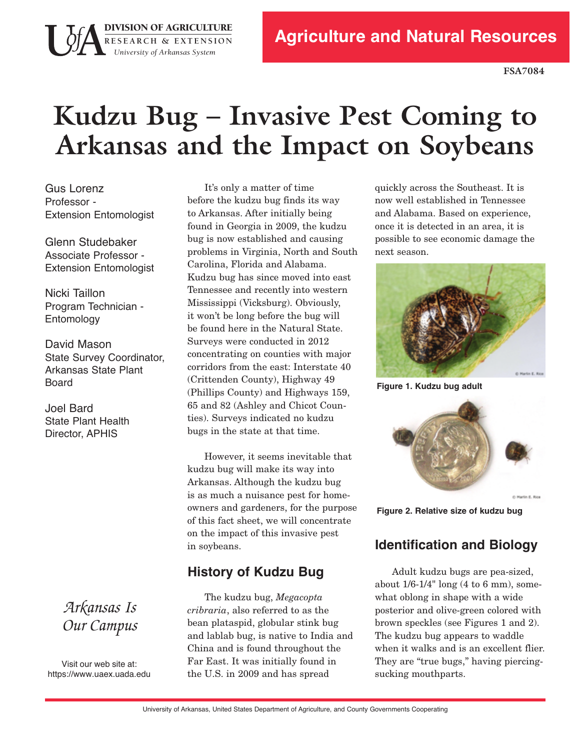DIVISION OF AGRICULTURE
RESEARCH & EXTENSION
*University of Arkansas System*

**Agriculture and Natural Resources**

**FSA7084**

# Kudzu Bug – Invasive Pest Coming to Arkansas and the Impact on Soybeans

Gus Lorenz
Professor -
Extension Entomologist

Glenn Studebaker
Associate Professor -
Extension Entomologist

Nicki Taillon
Program Technician -
Entomology

David Mason
State Survey Coordinator,
Arkansas State Plant
Board

Joel Bard
State Plant Health
Director, APHIS

*Arkansas Is Our Campus*

Visit our web site at:
https://www.uaex.uada.edu

It's only a matter of time before the kudzu bug finds its way to Arkansas. After initially being found in Georgia in 2009, the kudzu bug is now established and causing problems in Virginia, North and South Carolina, Florida and Alabama. Kudzu bug has since moved into east Tennessee and recently into western Mississippi (Vicksburg). Obviously, it won't be long before the bug will be found here in the Natural State. Surveys were conducted in 2012 concentrating on counties with major corridors from the east: Interstate 40 (Crittenden County), Highway 49 (Phillips County) and Highways 159, 65 and 82 (Ashley and Chicot Counties). Surveys indicated no kudzu bugs in the state at that time.

However, it seems inevitable that kudzu bug will make its way into Arkansas. Although the kudzu bug is as much a nuisance pest for homeowners and gardeners, for the purpose of this fact sheet, we will concentrate on the impact of this invasive pest in soybeans.

## History of Kudzu Bug

The kudzu bug, *Megacopta cribraria*, also referred to as the bean plataspid, globular stink bug and lablab bug, is native to India and China and is found throughout the Far East. It was initially found in the U.S. in 2009 and has spread quickly across the Southeast. It is now well established in Tennessee and Alabama. Based on experience, once it is detected in an area, it is possible to see economic damage the next season.

**Figure 1. Kudzu bug adult**

**Figure 2. Relative size of kudzu bug**

## Identification and Biology

Adult kudzu bugs are pea-sized, about 1/6-1/4" long (4 to 6 mm), somewhat oblong in shape with a wide posterior and olive-green colored with brown speckles (see Figures 1 and 2). The kudzu bug appears to waddle when it walks and is an excellent flier. They are "true bugs," having piercing-sucking mouthparts.

University of Arkansas, United States Department of Agriculture, and County Governments Cooperating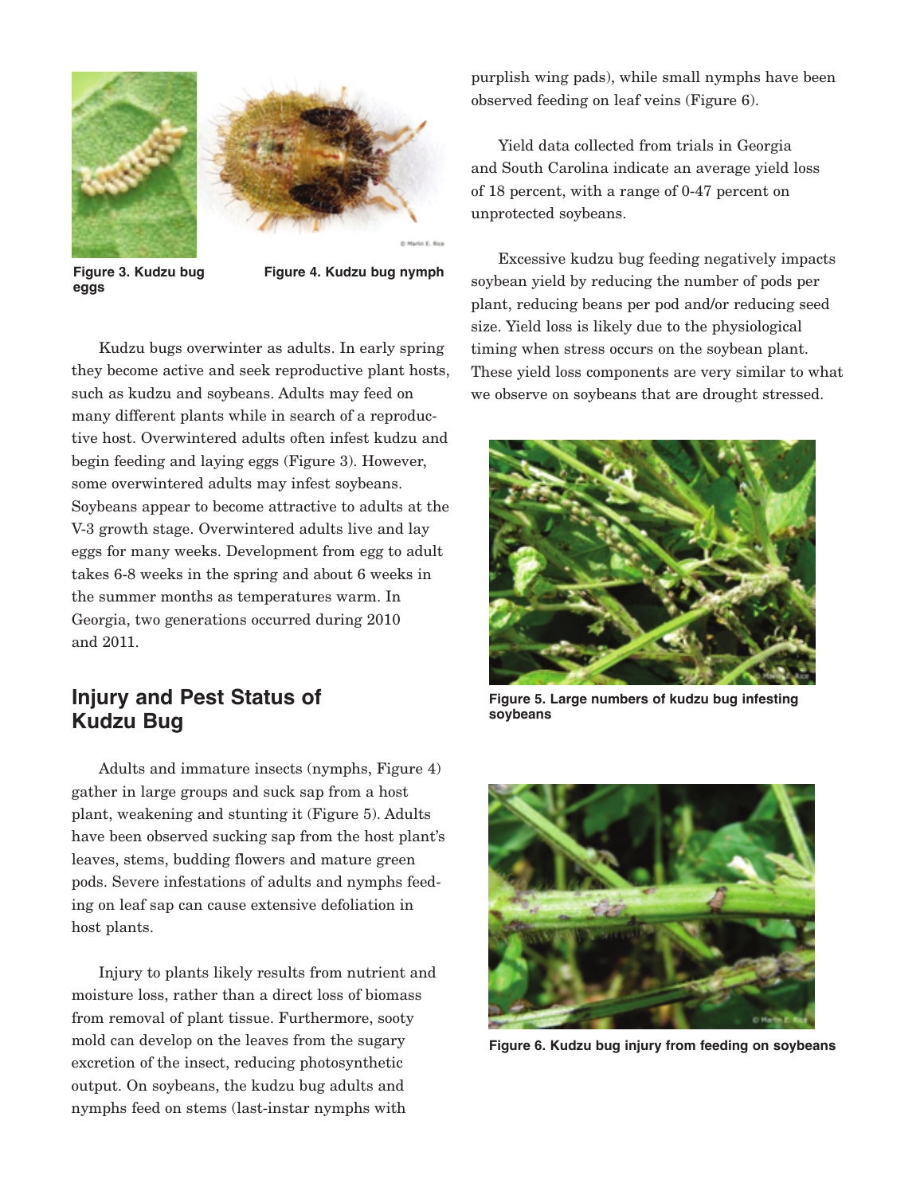Figure 3. Kudzu bug eggs

Figure 4. Kudzu bug nymph

Kudzu bugs overwinter as adults. In early spring they become active and seek reproductive plant hosts, such as kudzu and soybeans. Adults may feed on many different plants while in search of a reproductive host. Overwintered adults often infest kudzu and begin feeding and laying eggs (Figure 3). However, some overwintered adults may infest soybeans. Soybeans appear to become attractive to adults at the V-3 growth stage. Overwintered adults live and lay eggs for many weeks. Development from egg to adult takes 6-8 weeks in the spring and about 6 weeks in the summer months as temperatures warm. In Georgia, two generations occurred during 2010 and 2011.

## Injury and Pest Status of Kudzu Bug

Adults and immature insects (nymphs, Figure 4) gather in large groups and suck sap from a host plant, weakening and stunting it (Figure 5). Adults have been observed sucking sap from the host plant's leaves, stems, budding flowers and mature green pods. Severe infestations of adults and nymphs feeding on leaf sap can cause extensive defoliation in host plants.

Injury to plants likely results from nutrient and moisture loss, rather than a direct loss of biomass from removal of plant tissue. Furthermore, sooty mold can develop on the leaves from the sugary excretion of the insect, reducing photosynthetic output. On soybeans, the kudzu bug adults and nymphs feed on stems (last-instar nymphs with purplish wing pads), while small nymphs have been observed feeding on leaf veins (Figure 6).

Yield data collected from trials in Georgia and South Carolina indicate an average yield loss of 18 percent, with a range of 0-47 percent on unprotected soybeans.

Excessive kudzu bug feeding negatively impacts soybean yield by reducing the number of pods per plant, reducing beans per pod and/or reducing seed size. Yield loss is likely due to the physiological timing when stress occurs on the soybean plant. These yield loss components are very similar to what we observe on soybeans that are drought stressed.

Figure 5. Large numbers of kudzu bug infesting soybeans

Figure 6. Kudzu bug injury from feeding on soybeans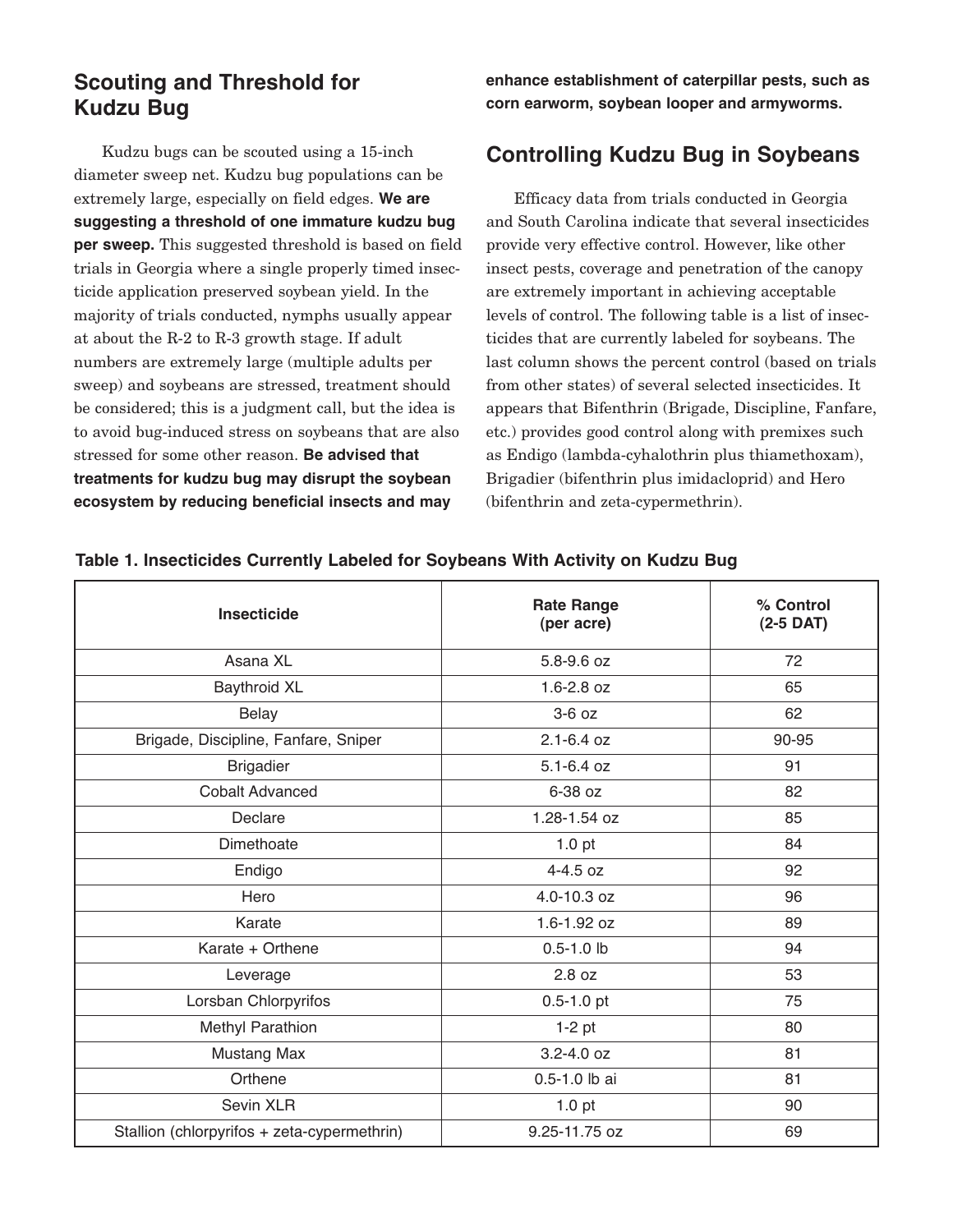## Scouting and Threshold for Kudzu Bug

Kudzu bugs can be scouted using a 15-inch diameter sweep net. Kudzu bug populations can be extremely large, especially on field edges. **We are suggesting a threshold of one immature kudzu bug per sweep.** This suggested threshold is based on field trials in Georgia where a single properly timed insecticide application preserved soybean yield. In the majority of trials conducted, nymphs usually appear at about the R-2 to R-3 growth stage. If adult numbers are extremely large (multiple adults per sweep) and soybeans are stressed, treatment should be considered; this is a judgment call, but the idea is to avoid bug-induced stress on soybeans that are also stressed for some other reason. **Be advised that treatments for kudzu bug may disrupt the soybean ecosystem by reducing beneficial insects and may enhance establishment of caterpillar pests, such as corn earworm, soybean looper and armyworms.**

## Controlling Kudzu Bug in Soybeans

Efficacy data from trials conducted in Georgia and South Carolina indicate that several insecticides provide very effective control. However, like other insect pests, coverage and penetration of the canopy are extremely important in achieving acceptable levels of control. The following table is a list of insecticides that are currently labeled for soybeans. The last column shows the percent control (based on trials from other states) of several selected insecticides. It appears that Bifenthrin (Brigade, Discipline, Fanfare, etc.) provides good control along with premixes such as Endigo (lambda-cyhalothrin plus thiamethoxam), Brigadier (bifenthrin plus imidacloprid) and Hero (bifenthrin and zeta-cypermethrin).

**Table 1. Insecticides Currently Labeled for Soybeans With Activity on Kudzu Bug**

| Insecticide | Rate Range (per acre) | % Control (2-5 DAT) |
|---|---|---|
| Asana XL | 5.8-9.6 oz | 72 |
| Baythroid XL | 1.6-2.8 oz | 65 |
| Belay | 3-6 oz | 62 |
| Brigade, Discipline, Fanfare, Sniper | 2.1-6.4 oz | 90-95 |
| Brigadier | 5.1-6.4 oz | 91 |
| Cobalt Advanced | 6-38 oz | 82 |
| Declare | 1.28-1.54 oz | 85 |
| Dimethoate | 1.0 pt | 84 |
| Endigo | 4-4.5 oz | 92 |
| Hero | 4.0-10.3 oz | 96 |
| Karate | 1.6-1.92 oz | 89 |
| Karate + Orthene | 0.5-1.0 lb | 94 |
| Leverage | 2.8 oz | 53 |
| Lorsban Chlorpyrifos | 0.5-1.0 pt | 75 |
| Methyl Parathion | 1-2 pt | 80 |
| Mustang Max | 3.2-4.0 oz | 81 |
| Orthene | 0.5-1.0 lb ai | 81 |
| Sevin XLR | 1.0 pt | 90 |
| Stallion (chlorpyrifos + zeta-cypermethrin) | 9.25-11.75 oz | 69 |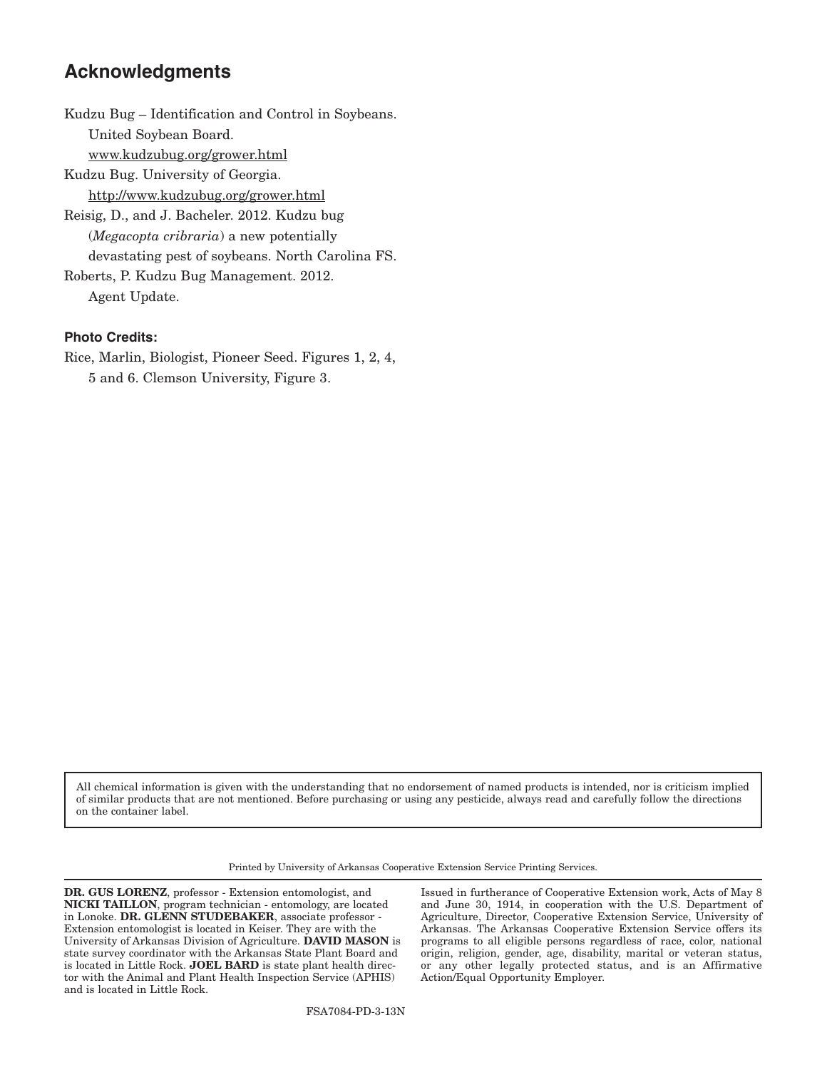## Acknowledgments

Kudzu Bug – Identification and Control in Soybeans. United Soybean Board. www.kudzubug.org/grower.html

Kudzu Bug. University of Georgia. http://www.kudzubug.org/grower.html

Reisig, D., and J. Bacheler. 2012. Kudzu bug (*Megacopta cribraria*) a new potentially devastating pest of soybeans. North Carolina FS.

Roberts, P. Kudzu Bug Management. 2012. Agent Update.

**Photo Credits:**

Rice, Marlin, Biologist, Pioneer Seed. Figures 1, 2, 4, 5 and 6. Clemson University, Figure 3.

All chemical information is given with the understanding that no endorsement of named products is intended, nor is criticism implied of similar products that are not mentioned. Before purchasing or using any pesticide, always read and carefully follow the directions on the container label.

Printed by University of Arkansas Cooperative Extension Service Printing Services.

**DR. GUS LORENZ**, professor - Extension entomologist, and **NICKI TAILLON**, program technician - entomology, are located in Lonoke. **DR. GLENN STUDEBAKER**, associate professor - Extension entomologist is located in Keiser. They are with the University of Arkansas Division of Agriculture. **DAVID MASON** is state survey coordinator with the Arkansas State Plant Board and is located in Little Rock. **JOEL BARD** is state plant health director with the Animal and Plant Health Inspection Service (APHIS) and is located in Little Rock.

Issued in furtherance of Cooperative Extension work, Acts of May 8 and June 30, 1914, in cooperation with the U.S. Department of Agriculture, Director, Cooperative Extension Service, University of Arkansas. The Arkansas Cooperative Extension Service offers its programs to all eligible persons regardless of race, color, national origin, religion, gender, age, disability, marital or veteran status, or any other legally protected status, and is an Affirmative Action/Equal Opportunity Employer.

FSA7084-PD-3-13N